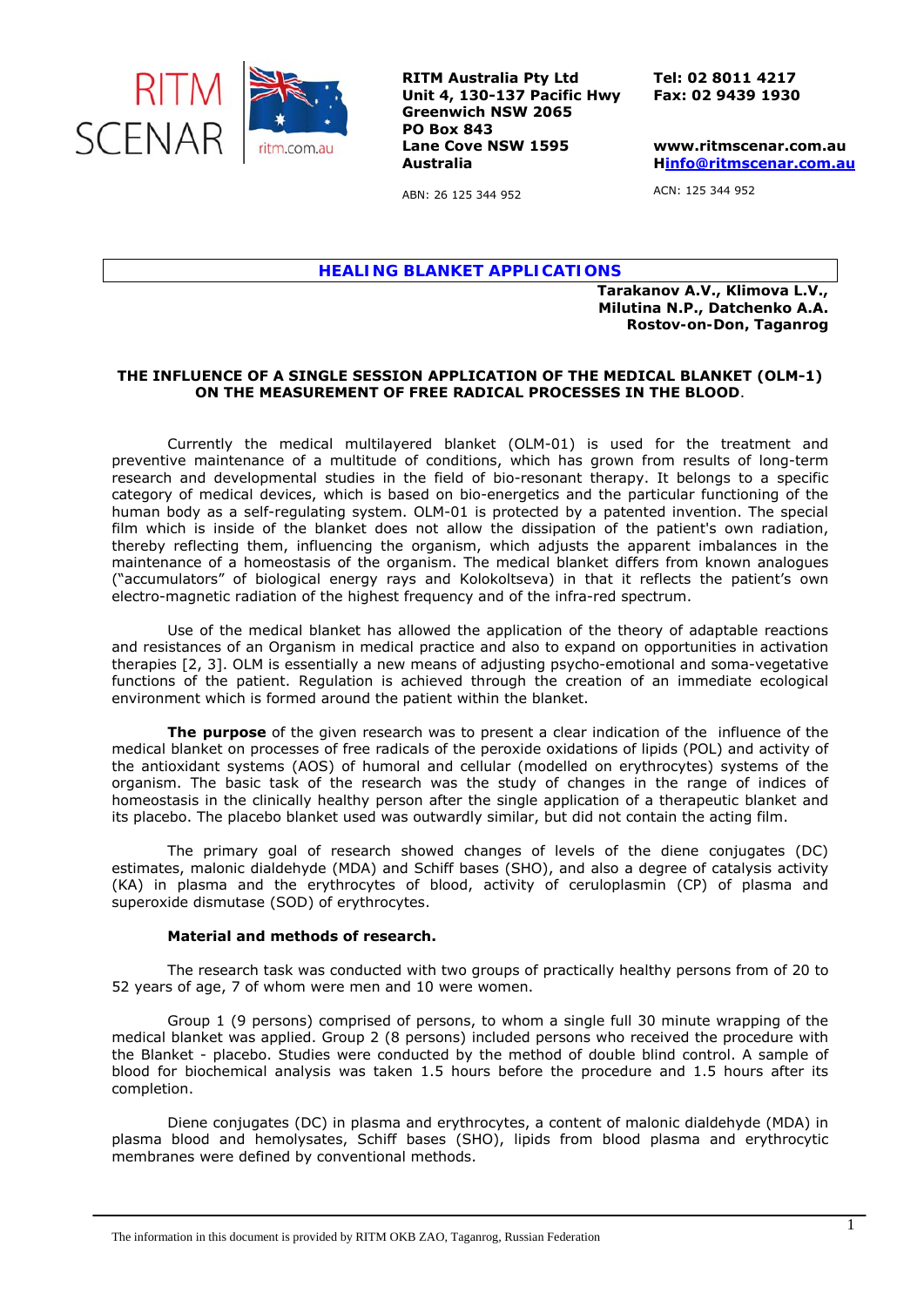RITM Australia Pty Ltd
Unit 4, 130-137 Pacific Hwy
Greenwich NSW 2065
PO Box 843
Lane Cove NSW 1595
Australia

ABN: 26 125 344 952

Tel: 02 8011 4217
Fax: 02 9439 1930

www.ritmscenar.com.au
Hinfo@ritmscenar.com.au

ACN: 125 344 952

## HEALING BLANKET APPLICATIONS

**Tarakanov A.V., Klimova L.V., Milutina N.P., Datchenko A.A.**
**Rostov-on-Don, Taganrog**

### THE INFLUENCE OF A SINGLE SESSION APPLICATION OF THE MEDICAL BLANKET (OLM-1) ON THE MEASUREMENT OF FREE RADICAL PROCESSES IN THE BLOOD.

Currently the medical multilayered blanket (OLM-01) is used for the treatment and preventive maintenance of a multitude of conditions, which has grown from results of long-term research and developmental studies in the field of bio-resonant therapy. It belongs to a specific category of medical devices, which is based on bio-energetics and the particular functioning of the human body as a self-regulating system. OLM-01 is protected by a patented invention. The special film which is inside of the blanket does not allow the dissipation of the patient's own radiation, thereby reflecting them, influencing the organism, which adjusts the apparent imbalances in the maintenance of a homeostasis of the organism. The medical blanket differs from known analogues ("accumulators" of biological energy rays and Kolokoltseva) in that it reflects the patient's own electro-magnetic radiation of the highest frequency and of the infra-red spectrum.

Use of the medical blanket has allowed the application of the theory of adaptable reactions and resistances of an Organism in medical practice and also to expand on opportunities in activation therapies [2, 3]. OLM is essentially a new means of adjusting psycho-emotional and soma-vegetative functions of the patient. Regulation is achieved through the creation of an immediate ecological environment which is formed around the patient within the blanket.

**The purpose** of the given research was to present a clear indication of the influence of the medical blanket on processes of free radicals of the peroxide oxidations of lipids (POL) and activity of the antioxidant systems (AOS) of humoral and cellular (modelled on erythrocytes) systems of the organism. The basic task of the research was the study of changes in the range of indices of homeostasis in the clinically healthy person after the single application of a therapeutic blanket and its placebo. The placebo blanket used was outwardly similar, but did not contain the acting film.

The primary goal of research showed changes of levels of the diene conjugates (DC) estimates, malonic dialdehyde (MDA) and Schiff bases (SHO), and also a degree of catalysis activity (KA) in plasma and the erythrocytes of blood, activity of ceruloplasmin (CP) of plasma and superoxide dismutase (SOD) of erythrocytes.

**Material and methods of research.**

The research task was conducted with two groups of practically healthy persons from of 20 to 52 years of age, 7 of whom were men and 10 were women.

Group 1 (9 persons) comprised of persons, to whom a single full 30 minute wrapping of the medical blanket was applied. Group 2 (8 persons) included persons who received the procedure with the Blanket - placebo. Studies were conducted by the method of double blind control. A sample of blood for biochemical analysis was taken 1.5 hours before the procedure and 1.5 hours after its completion.

Diene conjugates (DC) in plasma and erythrocytes, a content of malonic dialdehyde (MDA) in plasma blood and hemolysates, Schiff bases (SHO), lipids from blood plasma and erythrocytic membranes were defined by conventional methods.

The information in this document is provided by RITM OKB ZAO, Taganrog, Russian Federation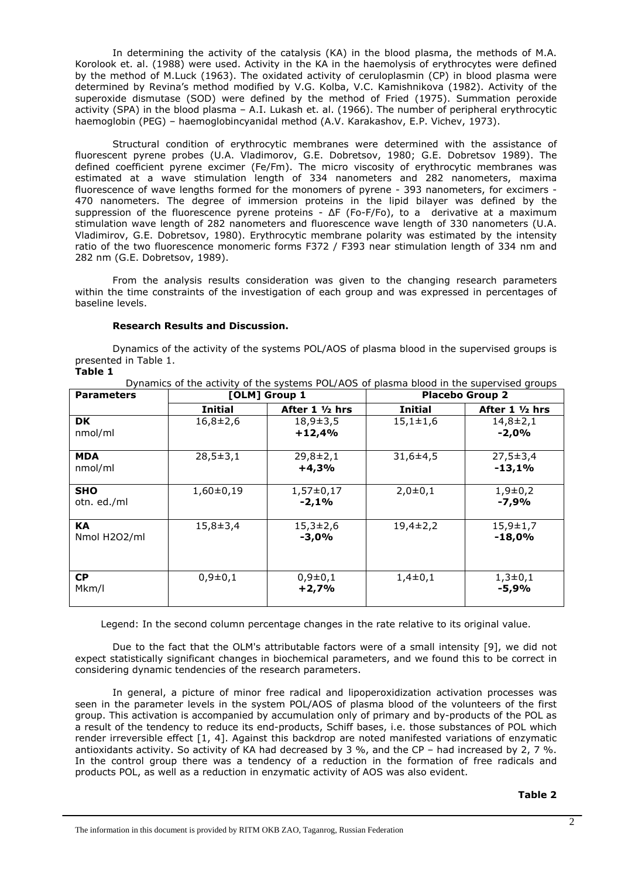In determining the activity of the catalysis (KA) in the blood plasma, the methods of M.A. Korolook et. al. (1988) were used. Activity in the KA in the haemolysis of erythrocytes were defined by the method of M.Luck (1963). The oxidated activity of ceruloplasmin (CP) in blood plasma were determined by Revina's method modified by V.G. Kolba, V.C. Kamishnikova (1982). Activity of the superoxide dismutase (SOD) were defined by the method of Fried (1975). Summation peroxide activity (SPA) in the blood plasma – A.I. Lukash et. al. (1966). The number of peripheral erythrocytic haemoglobin (PEG) – haemoglobincyanidal method (A.V. Karakashov, E.P. Vichev, 1973).

Structural condition of erythrocytic membranes were determined with the assistance of fluorescent pyrene probes (U.A. Vladimorov, G.E. Dobretsov, 1980; G.E. Dobretsov 1989). The defined coefficient pyrene excimer (Fe/Fm). The micro viscosity of erythrocytic membranes was estimated at a wave stimulation length of 334 nanometers and 282 nanometers, maxima fluorescence of wave lengths formed for the monomers of pyrene - 393 nanometers, for excimers - 470 nanometers. The degree of immersion proteins in the lipid bilayer was defined by the suppression of the fluorescence pyrene proteins - ΔF (Fo-F/Fo), to a derivative at a maximum stimulation wave length of 282 nanometers and fluorescence wave length of 330 nanometers (U.A. Vladimirov, G.E. Dobretsov, 1980). Erythrocytic membrane polarity was estimated by the intensity ratio of the two fluorescence monomeric forms F372 / F393 near stimulation length of 334 nm and 282 nm (G.E. Dobretsov, 1989).

From the analysis results consideration was given to the changing research parameters within the time constraints of the investigation of each group and was expressed in percentages of baseline levels.

**Research Results and Discussion.**

Dynamics of the activity of the systems POL/AOS of plasma blood in the supervised groups is presented in Table 1.

**Table 1**

Dynamics of the activity of the systems POL/AOS of plasma blood in the supervised groups

| Parameters | [OLM] Group 1 | | Placebo Group 2 | |
|---|---|---|---|---|
| | **Initial** | **After 1 ½ hrs** | **Initial** | **After 1 ½ hrs** |
| **DK** nmol/ml | 16,8±2,6 | 18,9±3,5 **+12,4%** | 15,1±1,6 | 14,8±2,1 **-2,0%** |
| **MDA** nmol/ml | 28,5±3,1 | 29,8±2,1 **+4,3%** | 31,6±4,5 | 27,5±3,4 **-13,1%** |
| **SHO** otn. ed./ml | 1,60±0,19 | 1,57±0,17 **-2,1%** | 2,0±0,1 | 1,9±0,2 **-7,9%** |
| **KA** Nmol H2O2/ml | 15,8±3,4 | 15,3±2,6 **-3,0%** | 19,4±2,2 | 15,9±1,7 **-18,0%** |
| **CP** Mkm/l | 0,9±0,1 | 0,9±0,1 **+2,7%** | 1,4±0,1 | 1,3±0,1 **-5,9%** |

Legend: In the second column percentage changes in the rate relative to its original value.

Due to the fact that the OLM's attributable factors were of a small intensity [9], we did not expect statistically significant changes in biochemical parameters, and we found this to be correct in considering dynamic tendencies of the research parameters.

In general, a picture of minor free radical and lipoperoxidization activation processes was seen in the parameter levels in the system POL/AOS of plasma blood of the volunteers of the first group. This activation is accompanied by accumulation only of primary and by-products of the POL as a result of the tendency to reduce its end-products, Schiff bases, i.e. those substances of POL which render irreversible effect [1, 4]. Against this backdrop are noted manifested variations of enzymatic antioxidants activity. So activity of KA had decreased by 3 %, and the CP – had increased by 2, 7 %. In the control group there was a tendency of a reduction in the formation of free radicals and products POL, as well as a reduction in enzymatic activity of AOS was also evident.

**Table 2**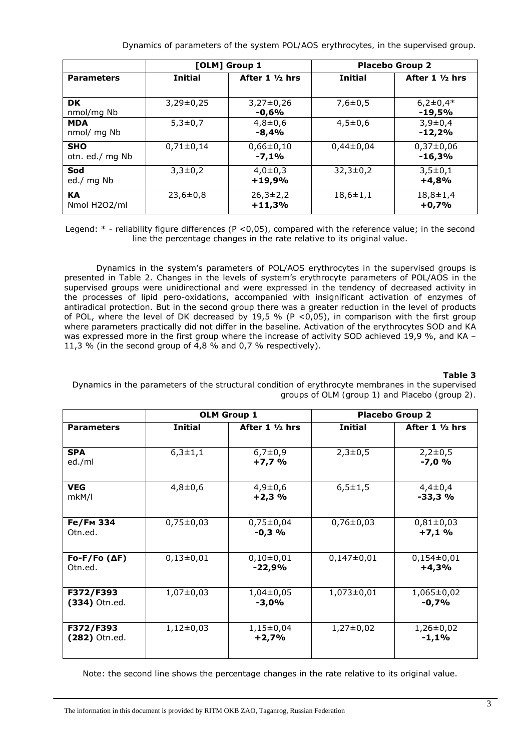Dynamics of parameters of the system POL/AOS erythrocytes, in the supervised group.

| | [OLM] Group 1 | | Placebo Group 2 | |
|---|---|---|---|---|
| **Parameters** | **Initial** | **After 1 ½ hrs** | **Initial** | **After 1 ½ hrs** |
| **DK** nmol/mg Nb | 3,29±0,25 | 3,27±0,26 **-0,6%** | 7,6±0,5 | 6,2±0,4* **-19,5%** |
| **MDA** nmol/ mg Nb | 5,3±0,7 | 4,8±0,6 **-8,4%** | 4,5±0,6 | 3,9±0,4 **-12,2%** |
| **SHO** otn. ed./ mg Nb | 0,71±0,14 | 0,66±0,10 **-7,1%** | 0,44±0,04 | 0,37±0,06 **-16,3%** |
| **Sod** ed./ mg Nb | 3,3±0,2 | 4,0±0,3 **+19,9%** | 32,3±0,2 | 3,5±0,1 **+4,8%** |
| **KA** Nmol $H_2O_2$/ml | 23,6±0,8 | 26,3±2,2 **+11,3%** | 18,6±1,1 | 18,8±1,4 **+0,7%** |

Legend: * - reliability figure differences ($P < 0,05$), compared with the reference value; in the second line the percentage changes in the rate relative to its original value.

Dynamics in the system's parameters of POL/AOS erythrocytes in the supervised groups is presented in Table 2. Changes in the levels of system's erythrocyte parameters of POL/AOS in the supervised groups were unidirectional and were expressed in the tendency of decreased activity in the processes of lipid pero-oxidations, accompanied with insignificant activation of enzymes of antiradical protection. But in the second group there was a greater reduction in the level of products of POL, where the level of DK decreased by 19,5 % ($P < 0,05$), in comparison with the first group where parameters practically did not differ in the baseline. Activation of the erythrocytes SOD and KA was expressed more in the first group where the increase of activity SOD achieved 19,9 %, and KA – 11,3 % (in the second group of 4,8 % and 0,7 % respectively).

**Table 3**

Dynamics in the parameters of the structural condition of erythrocyte membranes in the supervised groups of OLM (group 1) and Placebo (group 2).

| | OLM Group 1 | | Placebo Group 2 | |
|---|---|---|---|---|
| **Parameters** | **Initial** | **After 1 ½ hrs** | **Initial** | **After 1 ½ hrs** |
| **SPA** ed./ml | 6,3±1,1 | 6,7±0,9 **+7,7 %** | 2,3±0,5 | 2,2±0,5 **-7,0 %** |
| **VEG** mkM/l | 4,8±0,6 | 4,9±0,6 **+2,3 %** | 6,5±1,5 | 4,4±0,4 **-33,3 %** |
| **Fe/Fм 334** Otn.ed. | 0,75±0,03 | 0,75±0,04 **-0,3 %** | 0,76±0,03 | 0,81±0,03 **+7,1 %** |
| **Fo-F/Fo (ΔF)** Otn.ed. | 0,13±0,01 | 0,10±0,01 **-22,9%** | 0,147±0,01 | 0,154±0,01 **+4,3%** |
| **F372/F393 (334)** Otn.ed. | 1,07±0,03 | 1,04±0,05 **-3,0%** | 1,073±0,01 | 1,065±0,02 **-0,7%** |
| **F372/F393 (282)** Otn.ed. | 1,12±0,03 | 1,15±0,04 **+2,7%** | 1,27±0,02 | 1,26±0,02 **-1,1%** |

Note: the second line shows the percentage changes in the rate relative to its original value.

The information in this document is provided by RITM OKB ZAO, Taganrog, Russian Federation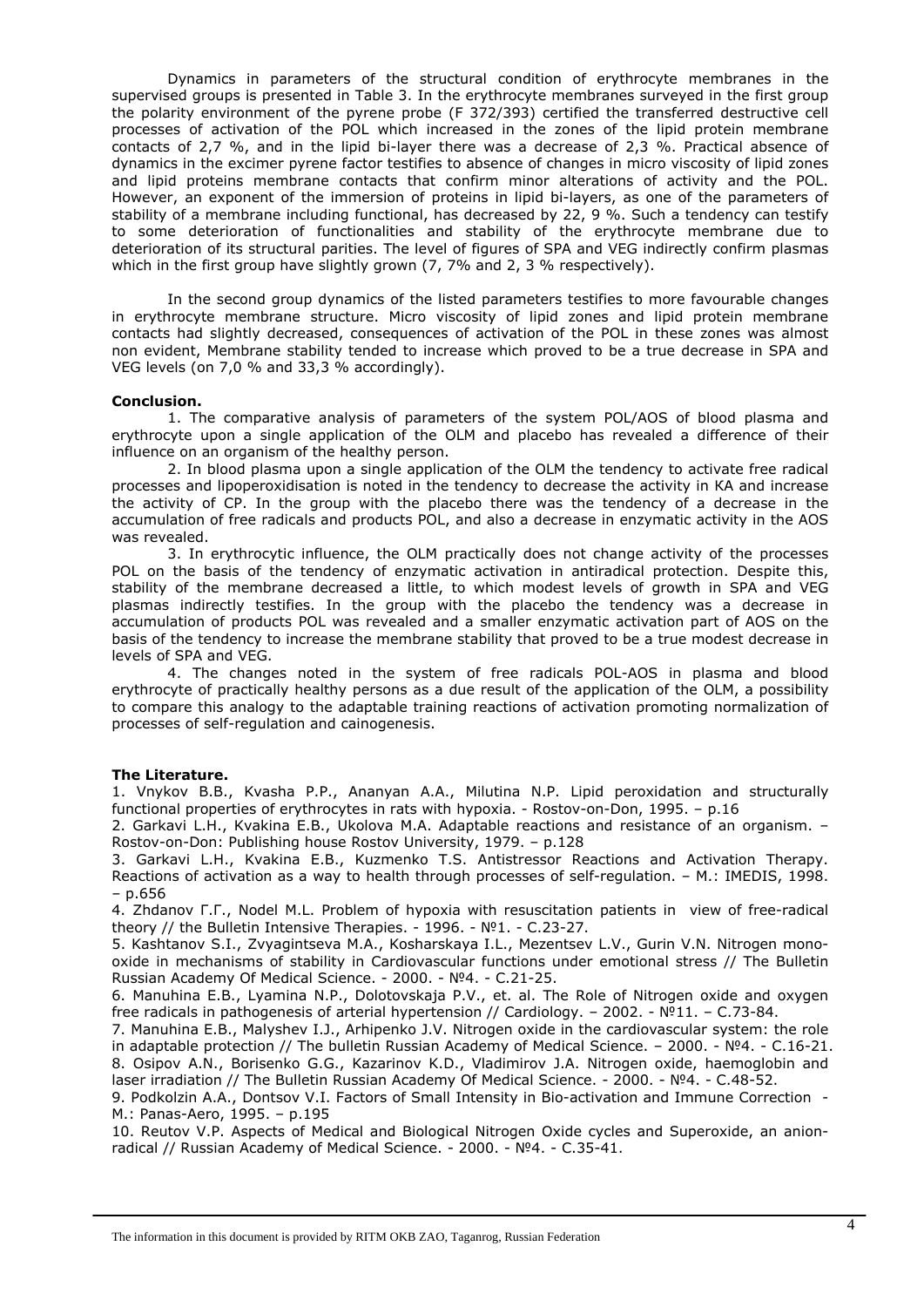Dynamics in parameters of the structural condition of erythrocyte membranes in the supervised groups is presented in Table 3. In the erythrocyte membranes surveyed in the first group the polarity environment of the pyrene probe (F 372/393) certified the transferred destructive cell processes of activation of the POL which increased in the zones of the lipid protein membrane contacts of 2,7 %, and in the lipid bi-layer there was a decrease of 2,3 %. Practical absence of dynamics in the excimer pyrene factor testifies to absence of changes in micro viscosity of lipid zones and lipid proteins membrane contacts that confirm minor alterations of activity and the POL. However, an exponent of the immersion of proteins in lipid bi-layers, as one of the parameters of stability of a membrane including functional, has decreased by 22, 9 %. Such a tendency can testify to some deterioration of functionalities and stability of the erythrocyte membrane due to deterioration of its structural parities. The level of figures of SPA and VEG indirectly confirm plasmas which in the first group have slightly grown (7, 7% and 2, 3 % respectively).

In the second group dynamics of the listed parameters testifies to more favourable changes in erythrocyte membrane structure. Micro viscosity of lipid zones and lipid protein membrane contacts had slightly decreased, consequences of activation of the POL in these zones was almost non evident, Membrane stability tended to increase which proved to be a true decrease in SPA and VEG levels (on 7,0 % and 33,3 % accordingly).

**Conclusion.**

1. The comparative analysis of parameters of the system POL/AOS of blood plasma and erythrocyte upon a single application of the OLM and placebo has revealed a difference of their influence on an organism of the healthy person.

2. In blood plasma upon a single application of the OLM the tendency to activate free radical processes and lipoperoxidisation is noted in the tendency to decrease the activity in KA and increase the activity of CP. In the group with the placebo there was the tendency of a decrease in the accumulation of free radicals and products POL, and also a decrease in enzymatic activity in the AOS was revealed.

3. In erythrocytic influence, the OLM practically does not change activity of the processes POL on the basis of the tendency of enzymatic activation in antiradical protection. Despite this, stability of the membrane decreased a little, to which modest levels of growth in SPA and VEG plasmas indirectly testifies. In the group with the placebo the tendency was a decrease in accumulation of products POL was revealed and a smaller enzymatic activation part of AOS on the basis of the tendency to increase the membrane stability that proved to be a true modest decrease in levels of SPA and VEG.

4. The changes noted in the system of free radicals POL-AOS in plasma and blood erythrocyte of practically healthy persons as a due result of the application of the OLM, a possibility to compare this analogy to the adaptable training reactions of activation promoting normalization of processes of self-regulation and cainogenesis.

**The Literature.**

1. Vnykov B.B., Kvasha P.P., Ananyan A.A., Milutina N.P. Lipid peroxidation and structurally functional properties of erythrocytes in rats with hypoxia. - Rostov-on-Don, 1995. – p.16
2. Garkavi L.H., Kvakina E.B., Ukolova M.A. Adaptable reactions and resistance of an organism. – Rostov-on-Don: Publishing house Rostov University, 1979. – p.128
3. Garkavi L.H., Kvakina E.B., Kuzmenko T.S. Antistressor Reactions and Activation Therapy. Reactions of activation as a way to health through processes of self-regulation. – M.: IMEDIS, 1998. – p.656
4. Zhdanov Г.Г., Nodel M.L. Problem of hypoxia with resuscitation patients in view of free-radical theory // the Bulletin Intensive Therapies. - 1996. - №1. - C.23-27.
5. Kashtanov S.I., Zvyagintseva M.A., Kosharskaya I.L., Mezentsev L.V., Gurin V.N. Nitrogen mono-oxide in mechanisms of stability in Cardiovascular functions under emotional stress // The Bulletin Russian Academy Of Medical Science. - 2000. - №4. - C.21-25.
6. Manuhina E.B., Lyamina N.P., Dolotovskaja P.V., et. al. The Role of Nitrogen oxide and oxygen free radicals in pathogenesis of arterial hypertension // Cardiology. – 2002. - №11. – C.73-84.
7. Manuhina E.B., Malyshev I.J., Arhipenko J.V. Nitrogen oxide in the cardiovascular system: the role in adaptable protection // The bulletin Russian Academy of Medical Science. – 2000. - №4. - C.16-21.
8. Osipov A.N., Borisenko G.G., Kazarinov K.D., Vladimirov J.A. Nitrogen oxide, haemoglobin and laser irradiation // The Bulletin Russian Academy Of Medical Science. - 2000. - №4. - C.48-52.
9. Podkolzin A.A., Dontsov V.I. Factors of Small Intensity in Bio-activation and Immune Correction - M.: Panas-Aero, 1995. – p.195
10. Reutov V.P. Aspects of Medical and Biological Nitrogen Oxide cycles and Superoxide, an anion-radical // Russian Academy of Medical Science. - 2000. - №4. - C.35-41.

The information in this document is provided by RITM OKB ZAO, Taganrog, Russian Federation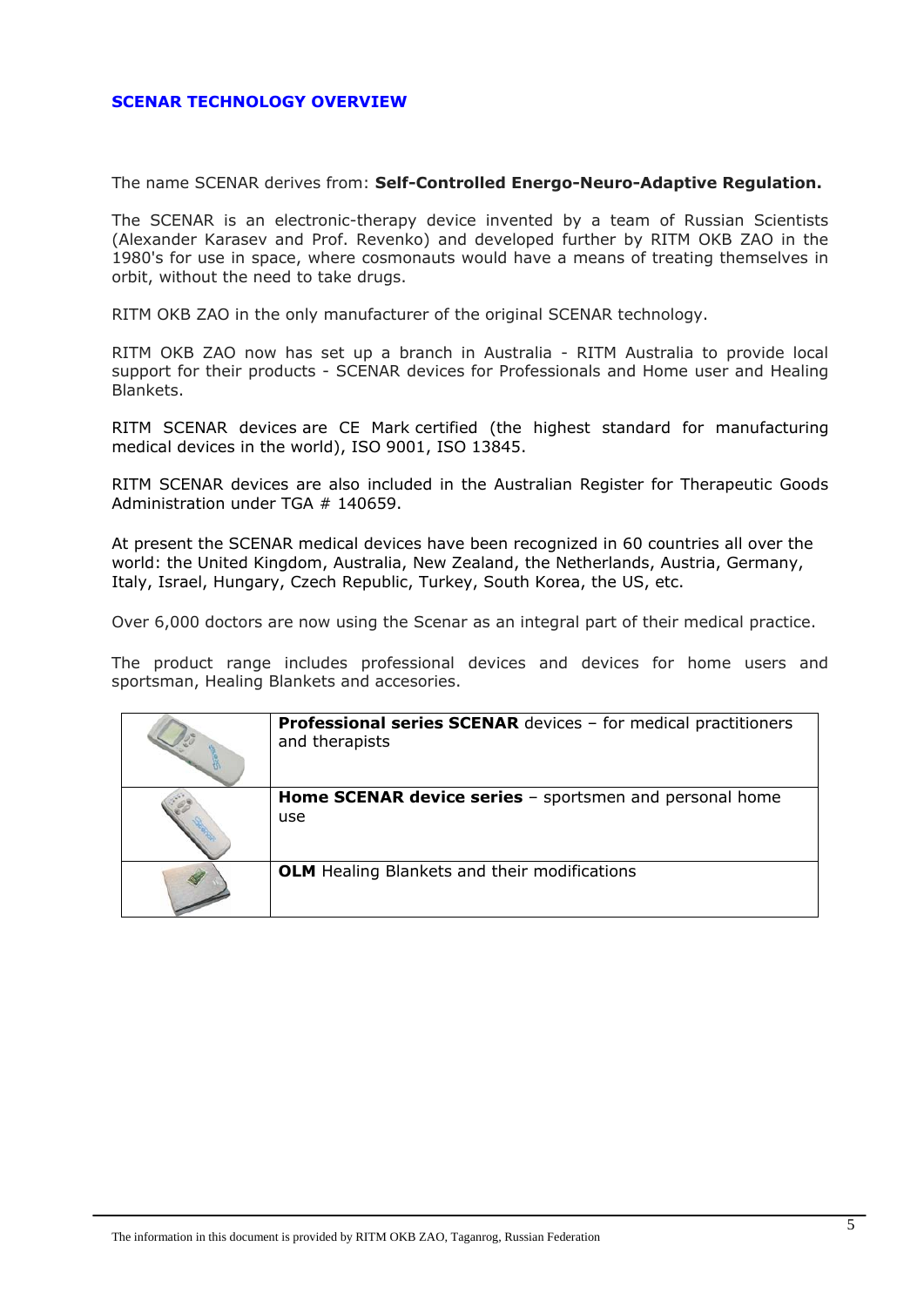## SCENAR TECHNOLOGY OVERVIEW

The name SCENAR derives from: **Self-Controlled Energo-Neuro-Adaptive Regulation.**

The SCENAR is an electronic-therapy device invented by a team of Russian Scientists (Alexander Karasev and Prof. Revenko) and developed further by RITM OKB ZAO in the 1980's for use in space, where cosmonauts would have a means of treating themselves in orbit, without the need to take drugs.

RITM OKB ZAO in the only manufacturer of the original SCENAR technology.

RITM OKB ZAO now has set up a branch in Australia - RITM Australia to provide local support for their products - SCENAR devices for Professionals and Home user and Healing Blankets.

RITM SCENAR devices are CE Mark certified (the highest standard for manufacturing medical devices in the world), ISO 9001, ISO 13845.

RITM SCENAR devices are also included in the Australian Register for Therapeutic Goods Administration under TGA # 140659.

At present the SCENAR medical devices have been recognized in 60 countries all over the world: the United Kingdom, Australia, New Zealand, the Netherlands, Austria, Germany, Italy, Israel, Hungary, Czech Republic, Turkey, South Korea, the US, etc.

Over 6,000 doctors are now using the Scenar as an integral part of their medical practice.

The product range includes professional devices and devices for home users and sportsman, Healing Blankets and accesories.

| | |
|---|---|
| | **Professional series SCENAR** devices – for medical practitioners and therapists |
| | **Home SCENAR device series** – sportsmen and personal home use |
| | **OLM** Healing Blankets and their modifications |

The information in this document is provided by RITM OKB ZAO, Taganrog, Russian Federation